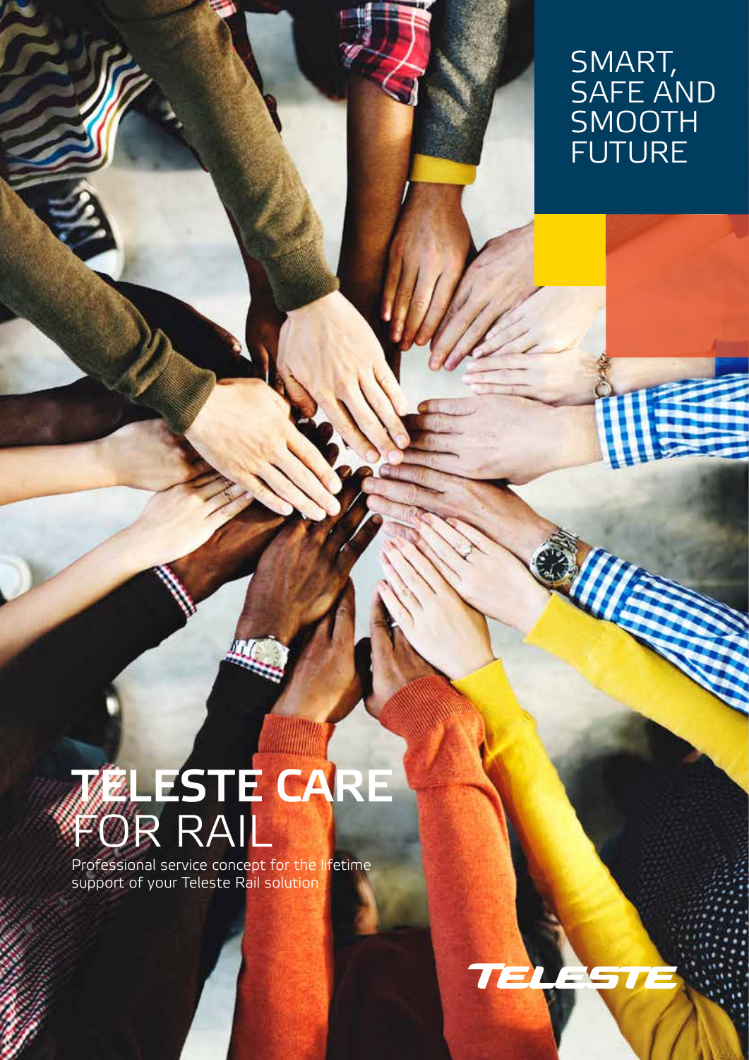SMART, SAFE AND SMOOTH FUTURE

# TELESTE CARE FOR RAIL

Professional service concept for the lifetime support of your Teleste Rail solution

TELESTE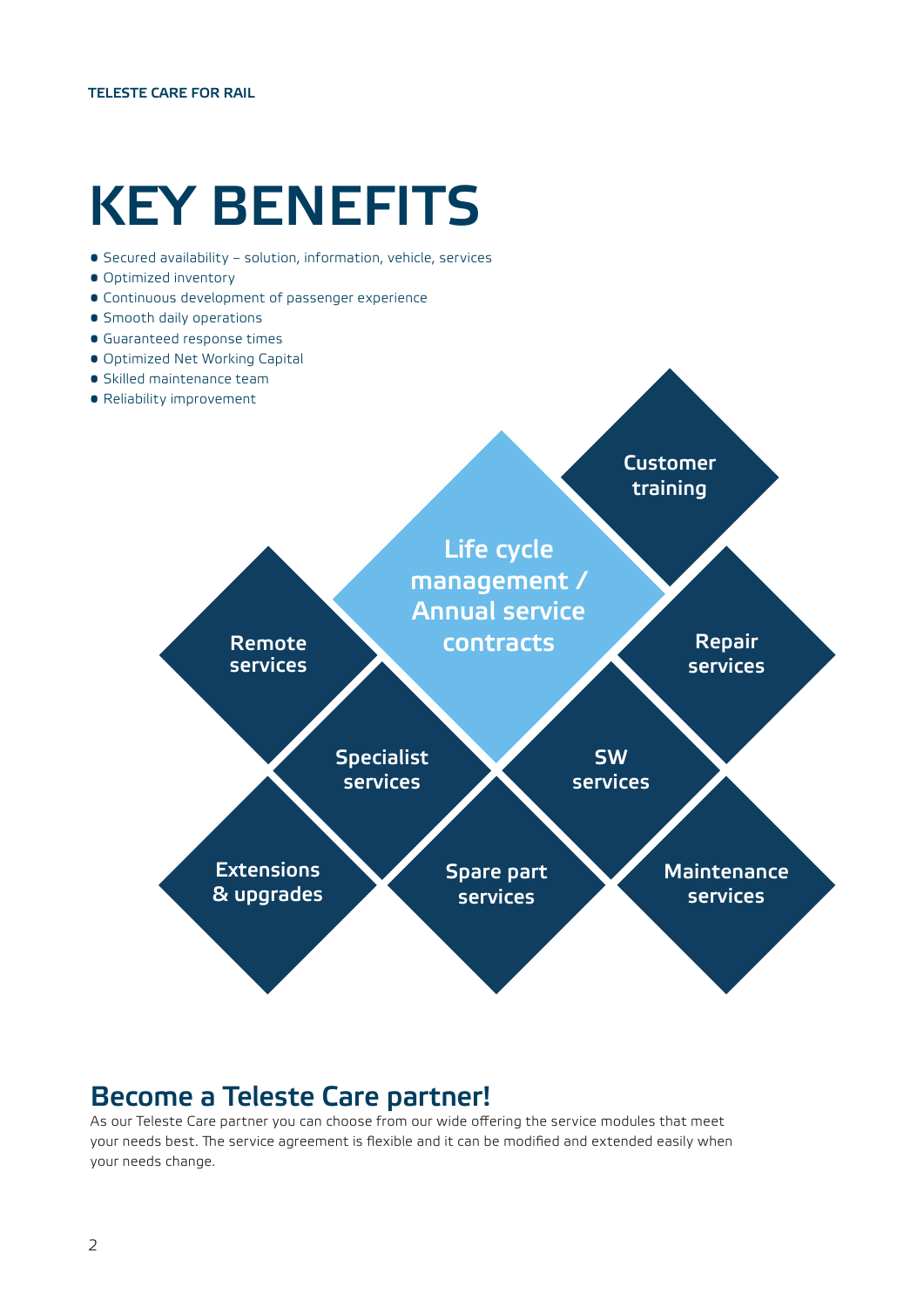# KEY BENEFITS

- Secured availability – solution, information, vehicle, services
- Optimized inventory
- Continuous development of passenger experience
- Smooth daily operations
- Guaranteed response times
- Optimized Net Working Capital
- Skilled maintenance team
- Reliability improvement

Customer training

Life cycle management / Annual service contracts

Remote services

Repair services

Specialist services

SW services

Extensions & upgrades

Spare part services

Maintenance services

## Become a Teleste Care partner!

As our Teleste Care partner you can choose from our wide offering the service modules that meet your needs best. The service agreement is flexible and it can be modified and extended easily when your needs change.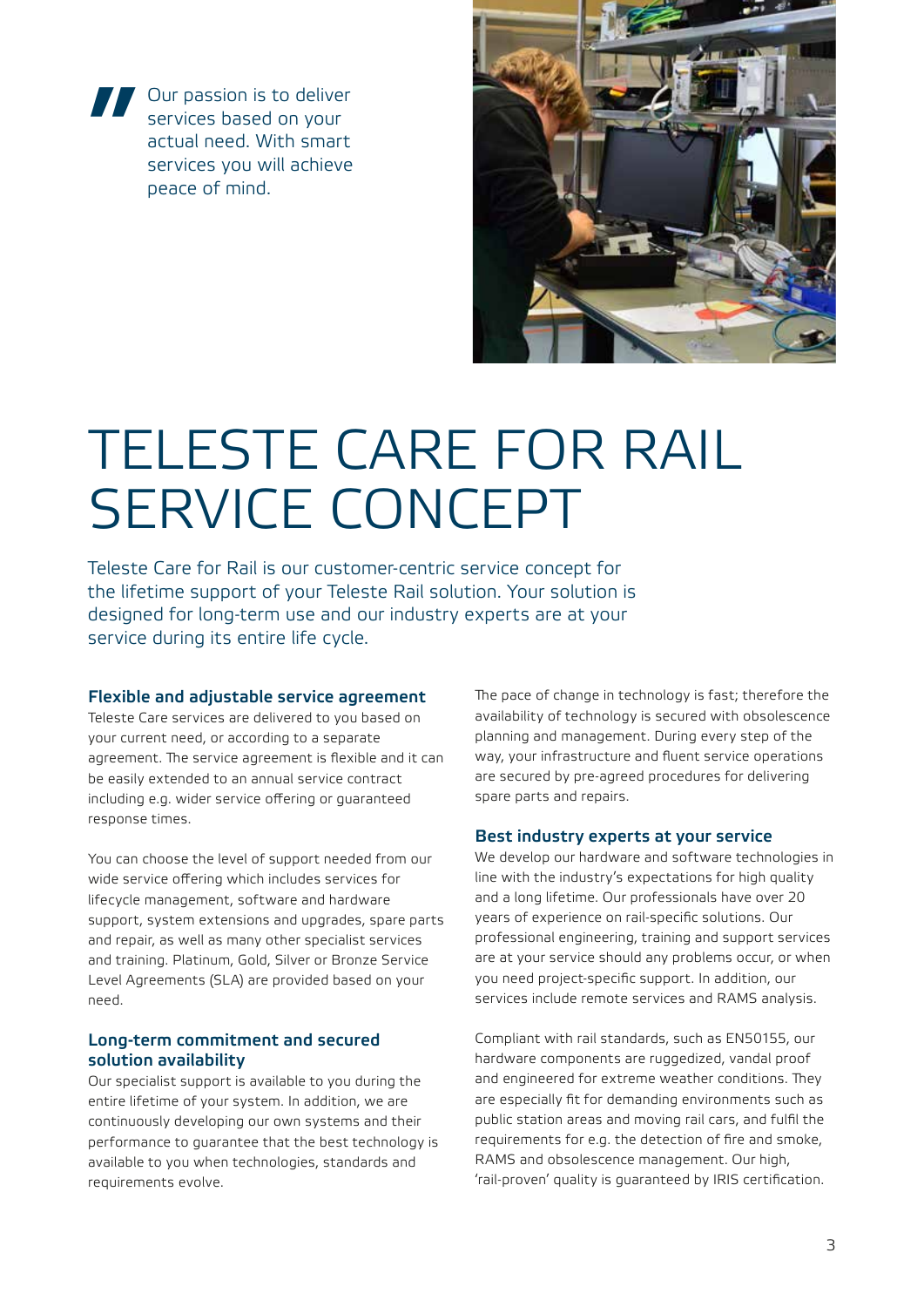> Our passion is to deliver services based on your actual need. With smart services you will achieve peace of mind.

# TELESTE CARE FOR RAIL SERVICE CONCEPT

Teleste Care for Rail is our customer-centric service concept for the lifetime support of your Teleste Rail solution. Your solution is designed for long-term use and our industry experts are at your service during its entire life cycle.

## Flexible and adjustable service agreement

Teleste Care services are delivered to you based on your current need, or according to a separate agreement. The service agreement is flexible and it can be easily extended to an annual service contract including e.g. wider service offering or guaranteed response times.

You can choose the level of support needed from our wide service offering which includes services for lifecycle management, software and hardware support, system extensions and upgrades, spare parts and repair, as well as many other specialist services and training. Platinum, Gold, Silver or Bronze Service Level Agreements (SLA) are provided based on your need.

## Long-term commitment and secured solution availability

Our specialist support is available to you during the entire lifetime of your system. In addition, we are continuously developing our own systems and their performance to guarantee that the best technology is available to you when technologies, standards and requirements evolve.

The pace of change in technology is fast; therefore the availability of technology is secured with obsolescence planning and management. During every step of the way, your infrastructure and fluent service operations are secured by pre-agreed procedures for delivering spare parts and repairs.

## Best industry experts at your service

We develop our hardware and software technologies in line with the industry's expectations for high quality and a long lifetime. Our professionals have over 20 years of experience on rail-specific solutions. Our professional engineering, training and support services are at your service should any problems occur, or when you need project-specific support. In addition, our services include remote services and RAMS analysis.

Compliant with rail standards, such as EN50155, our hardware components are ruggedized, vandal proof and engineered for extreme weather conditions. They are especially fit for demanding environments such as public station areas and moving rail cars, and fulfil the requirements for e.g. the detection of fire and smoke, RAMS and obsolescence management. Our high, 'rail-proven' quality is guaranteed by IRIS certification.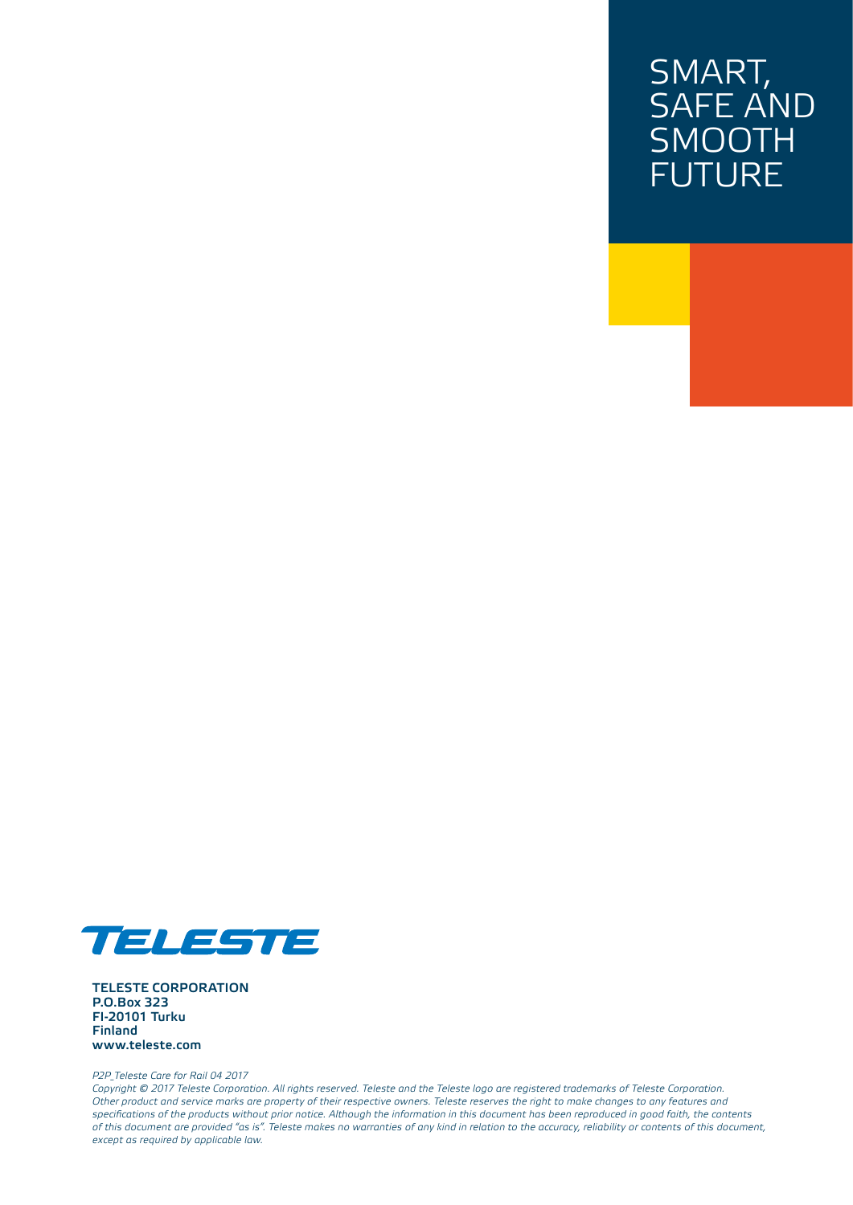# SMART, SAFE AND SMOOTH FUTURE

TELESTE

**TELESTE CORPORATION**
**P.O.Box 323**
**FI-20101 Turku**
**Finland**
**www.teleste.com**

*P2P_Teleste Care for Rail 04 2017*
*Copyright © 2017 Teleste Corporation. All rights reserved. Teleste and the Teleste logo are registered trademarks of Teleste Corporation. Other product and service marks are property of their respective owners. Teleste reserves the right to make changes to any features and specifications of the products without prior notice. Although the information in this document has been reproduced in good faith, the contents of this document are provided "as is". Teleste makes no warranties of any kind in relation to the accuracy, reliability or contents of this document, except as required by applicable law.*